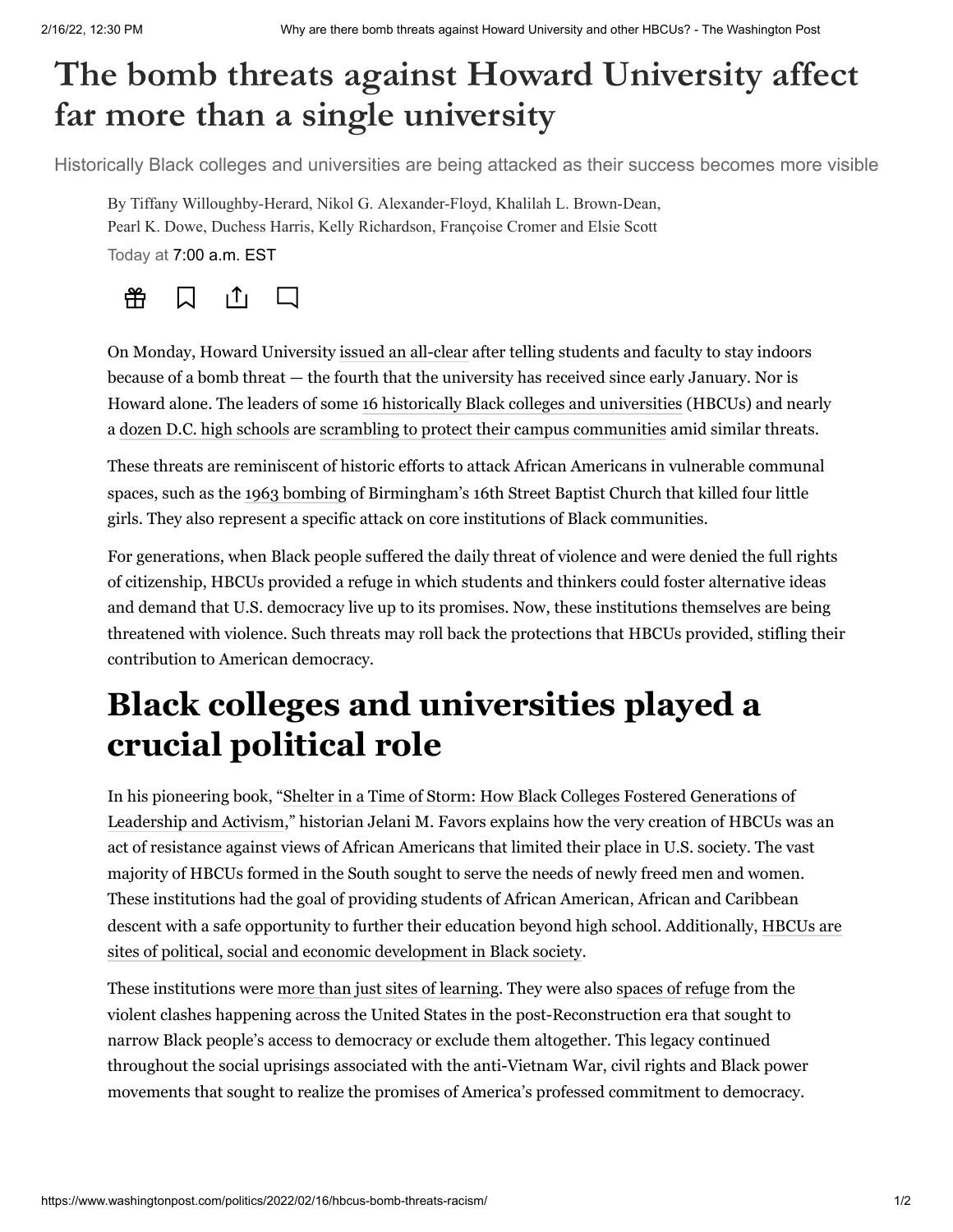# The bomb threats against Howard University affect far more than a single university

Historically Black colleges and universities are being attacked as their success becomes more visible

By Tiffany Willoughby-Herard, Nikol G. Alexander-Floyd, Khalilah L. Brown-Dean, Pearl K. Dowe, Duchess Harris, Kelly Richardson, Françoise Cromer and Elsie Scott

Today at 7:00 a.m. EST

On Monday, Howard University issued an all-clear after telling students and faculty to stay indoors because of a bomb threat — the fourth that the university has received since early January. Nor is Howard alone. The leaders of some 16 historically Black colleges and universities (HBCUs) and nearly a dozen D.C. high schools are scrambling to protect their campus communities amid similar threats.

These threats are reminiscent of historic efforts to attack African Americans in vulnerable communal spaces, such as the 1963 bombing of Birmingham's 16th Street Baptist Church that killed four little girls. They also represent a specific attack on core institutions of Black communities.

For generations, when Black people suffered the daily threat of violence and were denied the full rights of citizenship, HBCUs provided a refuge in which students and thinkers could foster alternative ideas and demand that U.S. democracy live up to its promises. Now, these institutions themselves are being threatened with violence. Such threats may roll back the protections that HBCUs provided, stifling their contribution to American democracy.

## Black colleges and universities played a crucial political role

In his pioneering book, "Shelter in a Time of Storm: How Black Colleges Fostered Generations of Leadership and Activism," historian Jelani M. Favors explains how the very creation of HBCUs was an act of resistance against views of African Americans that limited their place in U.S. society. The vast majority of HBCUs formed in the South sought to serve the needs of newly freed men and women. These institutions had the goal of providing students of African American, African and Caribbean descent with a safe opportunity to further their education beyond high school. Additionally, HBCUs are sites of political, social and economic development in Black society.

These institutions were more than just sites of learning. They were also spaces of refuge from the violent clashes happening across the United States in the post-Reconstruction era that sought to narrow Black people's access to democracy or exclude them altogether. This legacy continued throughout the social uprisings associated with the anti-Vietnam War, civil rights and Black power movements that sought to realize the promises of America's professed commitment to democracy.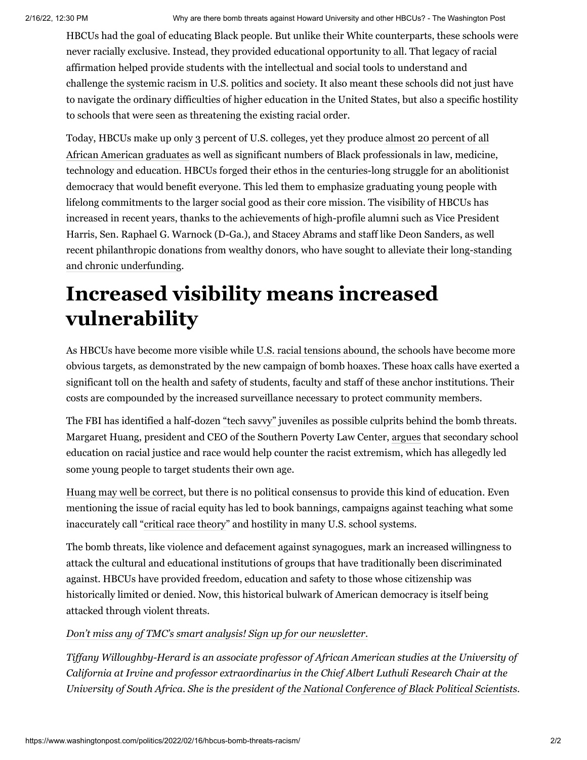HBCUs had the goal of educating Black people. But unlike their White counterparts, these schools were never racially exclusive. Instead, they provided educational opportunity to all. That legacy of racial affirmation helped provide students with the intellectual and social tools to understand and challenge the systemic racism in U.S. politics and society. It also meant these schools did not just have to navigate the ordinary difficulties of higher education in the United States, but also a specific hostility to schools that were seen as threatening the existing racial order.

Today, HBCUs make up only 3 percent of U.S. colleges, yet they produce almost 20 percent of all African American graduates as well as significant numbers of Black professionals in law, medicine, technology and education. HBCUs forged their ethos in the centuries-long struggle for an abolitionist democracy that would benefit everyone. This led them to emphasize graduating young people with lifelong commitments to the larger social good as their core mission. The visibility of HBCUs has increased in recent years, thanks to the achievements of high-profile alumni such as Vice President Harris, Sen. Raphael G. Warnock (D-Ga.), and Stacey Abrams and staff like Deon Sanders, as well recent philanthropic donations from wealthy donors, who have sought to alleviate their long-standing and chronic underfunding.

# Increased visibility means increased vulnerability

As HBCUs have become more visible while U.S. racial tensions abound, the schools have become more obvious targets, as demonstrated by the new campaign of bomb hoaxes. These hoax calls have exerted a significant toll on the health and safety of students, faculty and staff of these anchor institutions. Their costs are compounded by the increased surveillance necessary to protect community members.

The FBI has identified a half-dozen "tech savvy" juveniles as possible culprits behind the bomb threats. Margaret Huang, president and CEO of the Southern Poverty Law Center, argues that secondary school education on racial justice and race would help counter the racist extremism, which has allegedly led some young people to target students their own age.

Huang may well be correct, but there is no political consensus to provide this kind of education. Even mentioning the issue of racial equity has led to book bannings, campaigns against teaching what some inaccurately call "critical race theory" and hostility in many U.S. school systems.

The bomb threats, like violence and defacement against synagogues, mark an increased willingness to attack the cultural and educational institutions of groups that have traditionally been discriminated against. HBCUs have provided freedom, education and safety to those whose citizenship was historically limited or denied. Now, this historical bulwark of American democracy is itself being attacked through violent threats.

*Don't miss any of TMC's smart analysis! Sign up for our newsletter.*

*Tiffany Willoughby-Herard is an associate professor of African American studies at the University of California at Irvine and professor extraordinarius in the Chief Albert Luthuli Research Chair at the University of South Africa. She is the president of the National Conference of Black Political Scientists.*